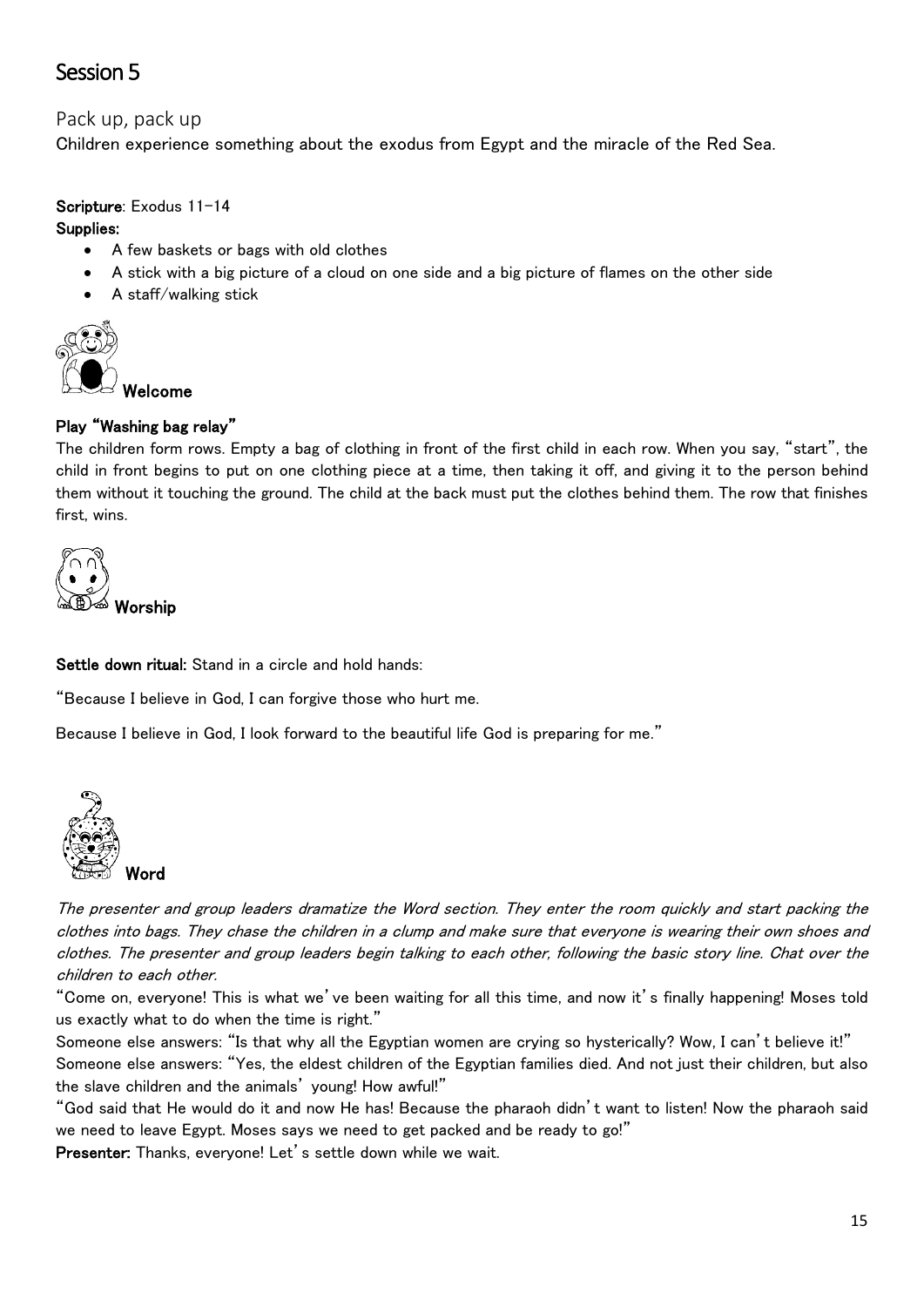# Session 5

## Pack up, pack up

Children experience something about the exodus from Egypt and the miracle of the Red Sea.

**Scripture**: Exodus 11-14

**Supplies:**

- A few baskets or bags with old clothes
- A stick with a big picture of a cloud on one side and a big picture of flames on the other side
- A staff/walking stick

### Welcome

**Play "Washing bag relay"**

The children form rows. Empty a bag of clothing in front of the first child in each row. When you say, "start", the child in front begins to put on one clothing piece at a time, then taking it off, and giving it to the person behind them without it touching the ground. The child at the back must put the clothes behind them. The row that finishes first, wins.

### Worship

**Settle down ritual:** Stand in a circle and hold hands:

"Because I believe in God, I can forgive those who hurt me.

Because I believe in God, I look forward to the beautiful life God is preparing for me."

### Word

*The presenter and group leaders dramatize the Word section. They enter the room quickly and start packing the clothes into bags. They chase the children in a clump and make sure that everyone is wearing their own shoes and clothes. The presenter and group leaders begin talking to each other, following the basic story line. Chat over the children to each other.*

"Come on, everyone! This is what we've been waiting for all this time, and now it's finally happening! Moses told us exactly what to do when the time is right."

Someone else answers: "Is that why all the Egyptian women are crying so hysterically? Wow, I can't believe it!"

Someone else answers: "Yes, the eldest children of the Egyptian families died. And not just their children, but also the slave children and the animals' young! How awful!"

"God said that He would do it and now He has! Because the pharaoh didn't want to listen! Now the pharaoh said we need to leave Egypt. Moses says we need to get packed and be ready to go!"

**Presenter:** Thanks, everyone! Let's settle down while we wait.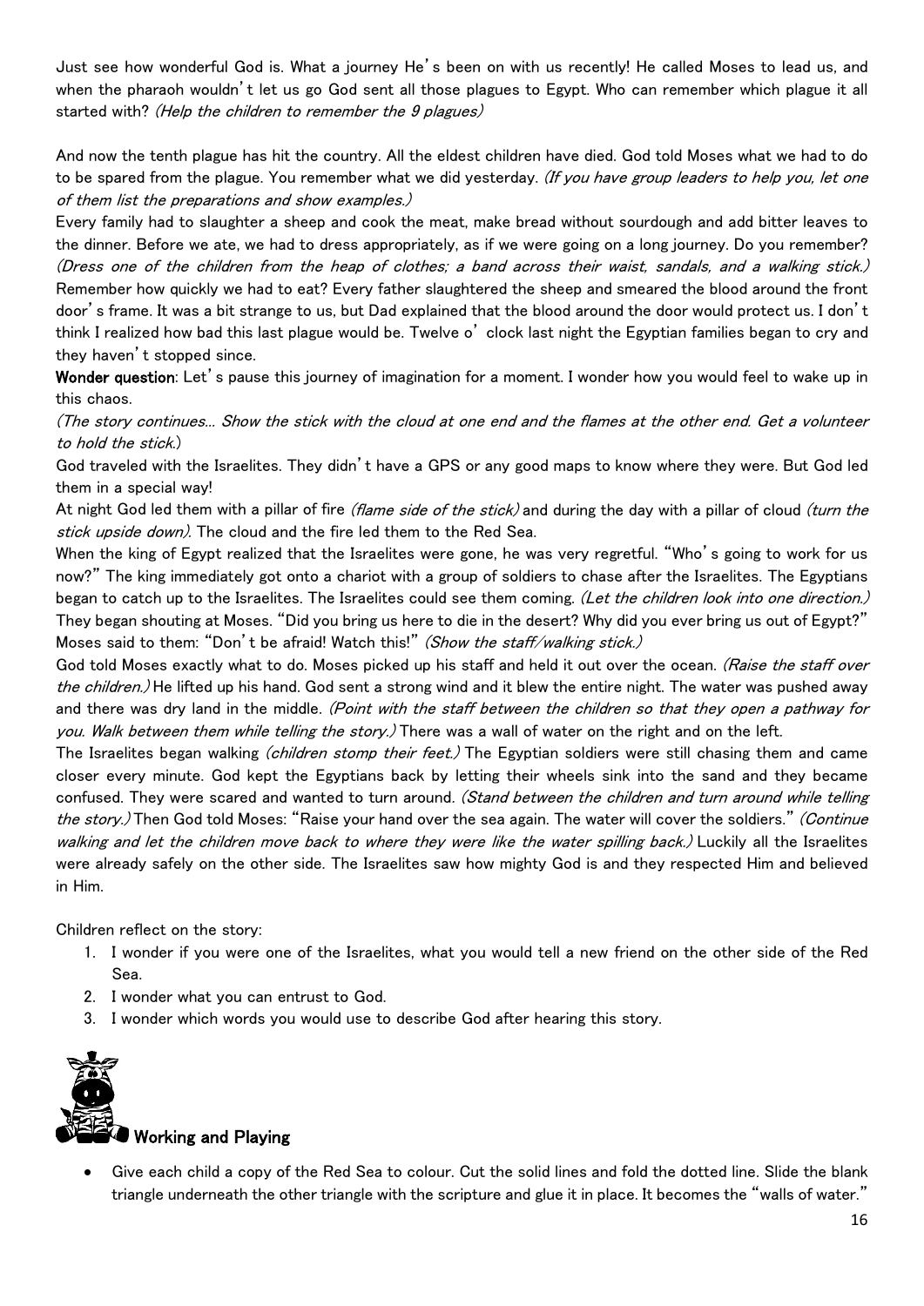Just see how wonderful God is. What a journey He's been on with us recently! He called Moses to lead us, and when the pharaoh wouldn't let us go God sent all those plagues to Egypt. Who can remember which plague it all started with? *(Help the children to remember the 9 plagues)*

And now the tenth plague has hit the country. All the eldest children have died. God told Moses what we had to do to be spared from the plague. You remember what we did yesterday. *(If you have group leaders to help you, let one of them list the preparations and show examples.)*

Every family had to slaughter a sheep and cook the meat, make bread without sourdough and add bitter leaves to the dinner. Before we ate, we had to dress appropriately, as if we were going on a long journey. Do you remember? *(Dress one of the children from the heap of clothes; a band across their waist, sandals, and a walking stick.)* Remember how quickly we had to eat? Every father slaughtered the sheep and smeared the blood around the front door's frame. It was a bit strange to us, but Dad explained that the blood around the door would protect us. I don't think I realized how bad this last plague would be. Twelve o' clock last night the Egyptian families began to cry and they haven't stopped since.

**Wonder question**: Let's pause this journey of imagination for a moment. I wonder how you would feel to wake up in this chaos.

*(The story continues... Show the stick with the cloud at one end and the flames at the other end. Get a volunteer to hold the stick.)*

God traveled with the Israelites. They didn't have a GPS or any good maps to know where they were. But God led them in a special way!

At night God led them with a pillar of fire *(flame side of the stick)* and during the day with a pillar of cloud *(turn the stick upside down)*. The cloud and the fire led them to the Red Sea.

When the king of Egypt realized that the Israelites were gone, he was very regretful. "Who's going to work for us now?" The king immediately got onto a chariot with a group of soldiers to chase after the Israelites. The Egyptians began to catch up to the Israelites. The Israelites could see them coming. *(Let the children look into one direction.)* They began shouting at Moses. "Did you bring us here to die in the desert? Why did you ever bring us out of Egypt?" Moses said to them: "Don't be afraid! Watch this!" *(Show the staff/walking stick.)*

God told Moses exactly what to do. Moses picked up his staff and held it out over the ocean. *(Raise the staff over the children.)* He lifted up his hand. God sent a strong wind and it blew the entire night. The water was pushed away and there was dry land in the middle. *(Point with the staff between the children so that they open a pathway for you. Walk between them while telling the story.)* There was a wall of water on the right and on the left.

The Israelites began walking *(children stomp their feet.)* The Egyptian soldiers were still chasing them and came closer every minute. God kept the Egyptians back by letting their wheels sink into the sand and they became confused. They were scared and wanted to turn around. *(Stand between the children and turn around while telling the story.)* Then God told Moses: "Raise your hand over the sea again. The water will cover the soldiers." *(Continue walking and let the children move back to where they were like the water spilling back.)* Luckily all the Israelites were already safely on the other side. The Israelites saw how mighty God is and they respected Him and believed in Him.

Children reflect on the story:

1. I wonder if you were one of the Israelites, what you would tell a new friend on the other side of the Red Sea.
2. I wonder what you can entrust to God.
3. I wonder which words you would use to describe God after hearing this story.

## Working and Playing

- Give each child a copy of the Red Sea to colour. Cut the solid lines and fold the dotted line. Slide the blank triangle underneath the other triangle with the scripture and glue it in place. It becomes the "walls of water."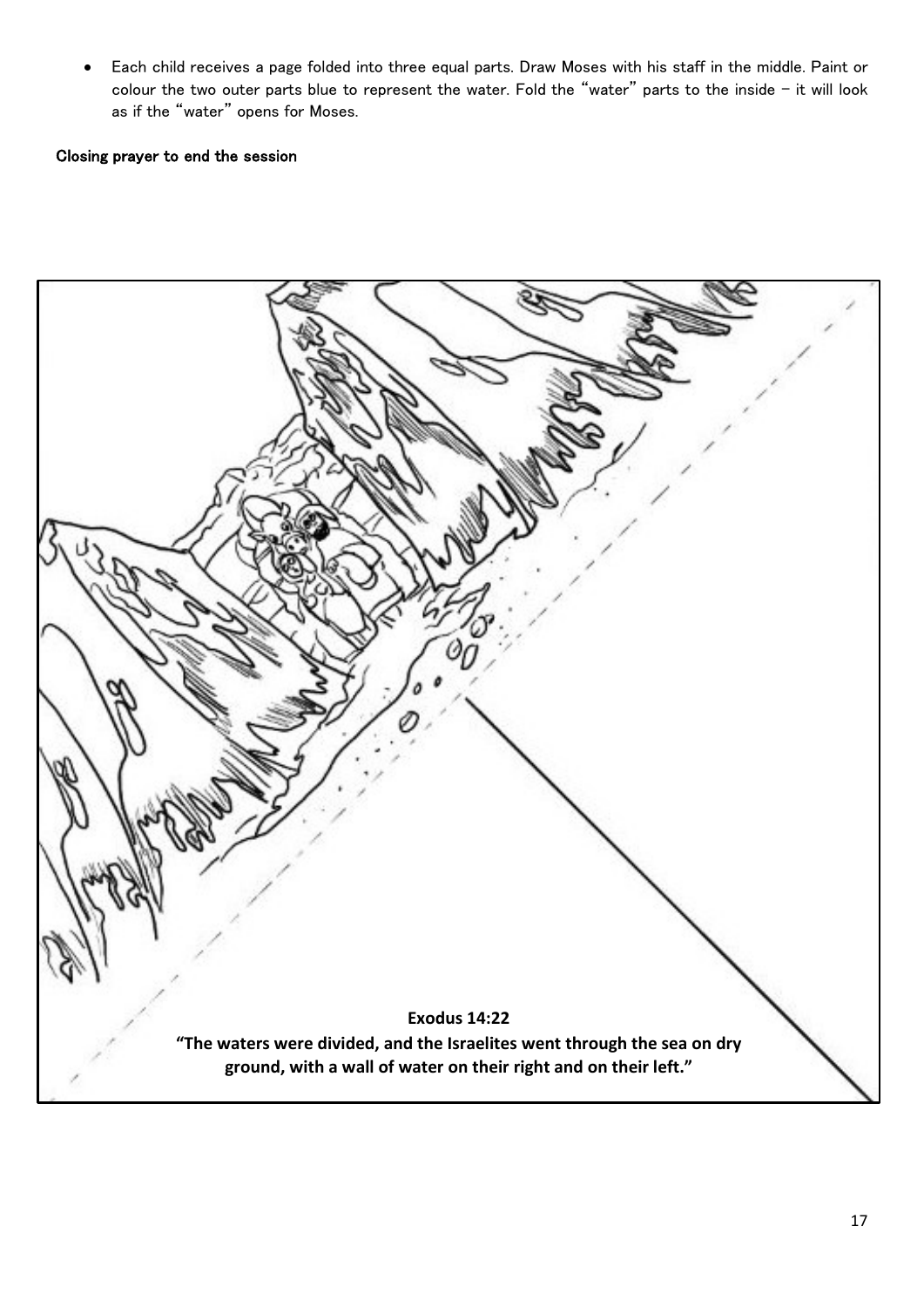- Each child receives a page folded into three equal parts. Draw Moses with his staff in the middle. Paint or colour the two outer parts blue to represent the water. Fold the "water" parts to the inside – it will look as if the "water" opens for Moses.

**Closing prayer to end the session**

**Exodus 14:22**

**"The waters were divided, and the Israelites went through the sea on dry ground, with a wall of water on their right and on their left."**